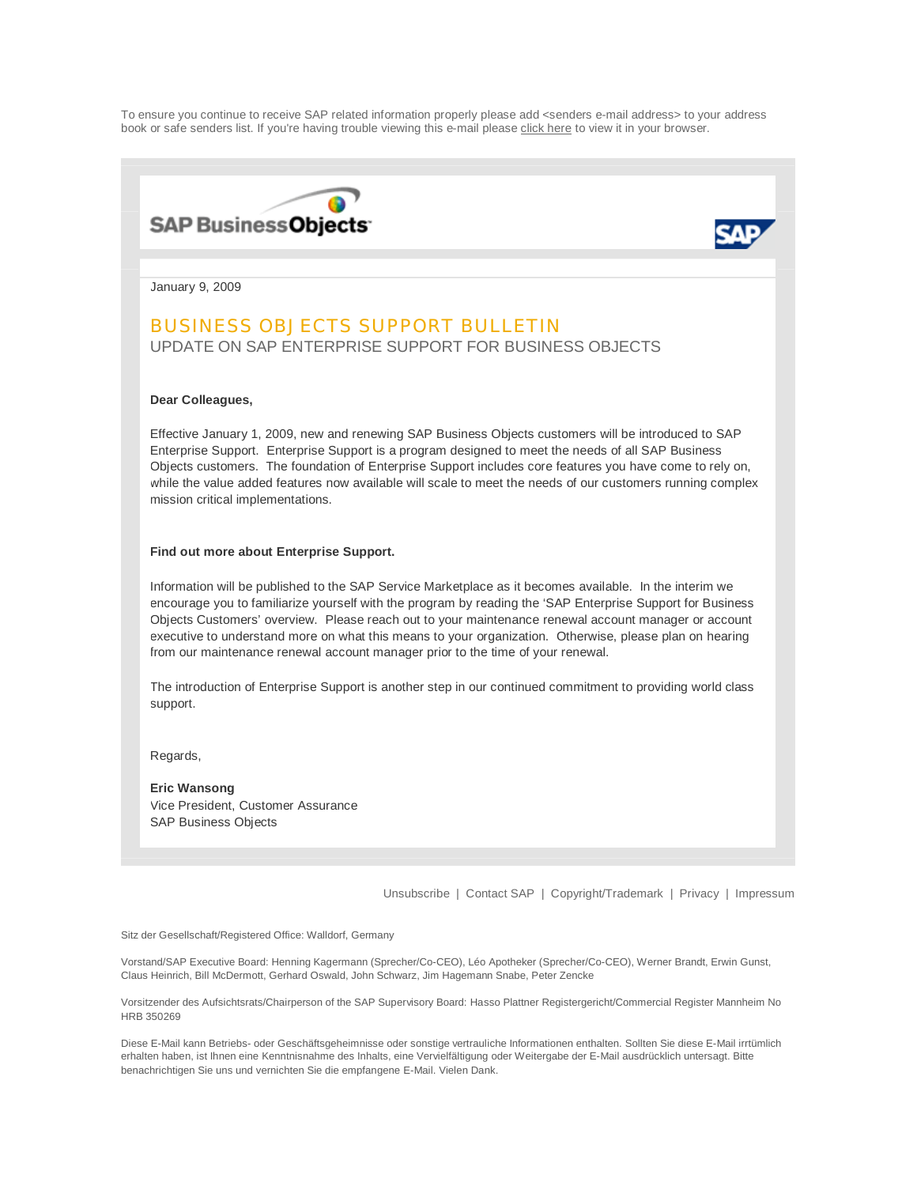To ensure you continue to receive SAP related information properly please add <senders e-mail address> to your address book or safe senders list. If you're having trouble viewing this e-mail please click here to view it in your browser.

SAP BusinessObjects

SAP

January 9, 2009

# BUSINESS OBJECTS SUPPORT BULLETIN

## UPDATE ON SAP ENTERPRISE SUPPORT FOR BUSINESS OBJECTS

**Dear Colleagues,**

Effective January 1, 2009, new and renewing SAP Business Objects customers will be introduced to SAP Enterprise Support. Enterprise Support is a program designed to meet the needs of all SAP Business Objects customers. The foundation of Enterprise Support includes core features you have come to rely on, while the value added features now available will scale to meet the needs of our customers running complex mission critical implementations.

**Find out more about Enterprise Support.**

Information will be published to the SAP Service Marketplace as it becomes available. In the interim we encourage you to familiarize yourself with the program by reading the 'SAP Enterprise Support for Business Objects Customers' overview. Please reach out to your maintenance renewal account manager or account executive to understand more on what this means to your organization. Otherwise, please plan on hearing from our maintenance renewal account manager prior to the time of your renewal.

The introduction of Enterprise Support is another step in our continued commitment to providing world class support.

Regards,

**Eric Wansong**
Vice President, Customer Assurance
SAP Business Objects

Unsubscribe | Contact SAP | Copyright/Trademark | Privacy | Impressum

Sitz der Gesellschaft/Registered Office: Walldorf, Germany

Vorstand/SAP Executive Board: Henning Kagermann (Sprecher/Co-CEO), Léo Apotheker (Sprecher/Co-CEO), Werner Brandt, Erwin Gunst, Claus Heinrich, Bill McDermott, Gerhard Oswald, John Schwarz, Jim Hagemann Snabe, Peter Zencke

Vorsitzender des Aufsichtsrats/Chairperson of the SAP Supervisory Board: Hasso Plattner Registergericht/Commercial Register Mannheim No HRB 350269

Diese E-Mail kann Betriebs- oder Geschäftsgeheimnisse oder sonstige vertrauliche Informationen enthalten. Sollten Sie diese E-Mail irrtümlich erhalten haben, ist Ihnen eine Kenntnisnahme des Inhalts, eine Vervielfältigung oder Weitergabe der E-Mail ausdrücklich untersagt. Bitte benachrichtigen Sie uns und vernichten Sie die empfangene E-Mail. Vielen Dank.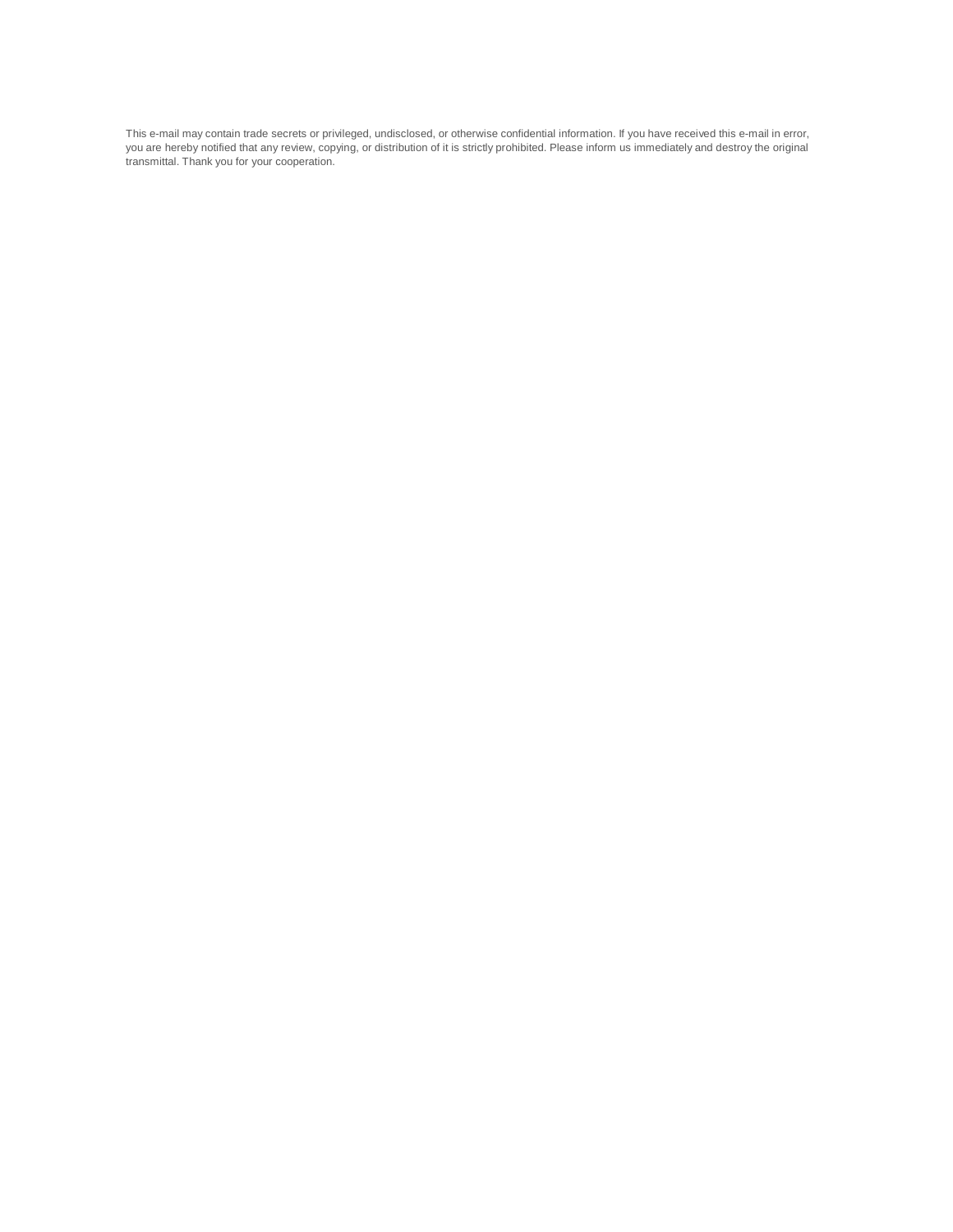This e-mail may contain trade secrets or privileged, undisclosed, or otherwise confidential information. If you have received this e-mail in error, you are hereby notified that any review, copying, or distribution of it is strictly prohibited. Please inform us immediately and destroy the original transmittal. Thank you for your cooperation.